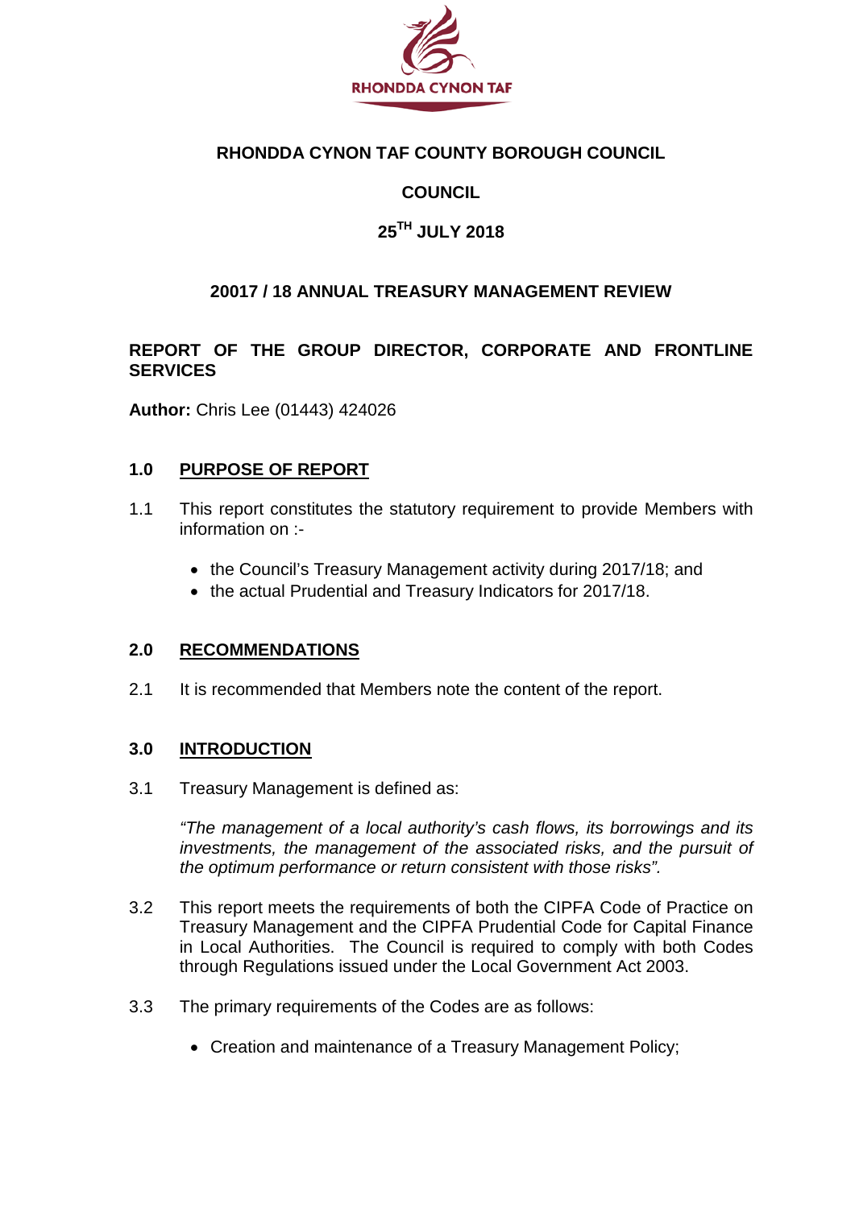RHONDDA CYNON TAF

# RHONDDA CYNON TAF COUNTY BOROUGH COUNCIL

## COUNCIL

## 25TH JULY 2018

## 20017 / 18 ANNUAL TREASURY MANAGEMENT REVIEW

**REPORT OF THE GROUP DIRECTOR, CORPORATE AND FRONTLINE SERVICES**

**Author:** Chris Lee (01443) 424026

### 1.0 PURPOSE OF REPORT

1.1 This report constitutes the statutory requirement to provide Members with information on :-

- the Council's Treasury Management activity during 2017/18; and
- the actual Prudential and Treasury Indicators for 2017/18.

### 2.0 RECOMMENDATIONS

2.1 It is recommended that Members note the content of the report.

### 3.0 INTRODUCTION

3.1 Treasury Management is defined as:

*"The management of a local authority's cash flows, its borrowings and its investments, the management of the associated risks, and the pursuit of the optimum performance or return consistent with those risks".*

3.2 This report meets the requirements of both the CIPFA Code of Practice on Treasury Management and the CIPFA Prudential Code for Capital Finance in Local Authorities. The Council is required to comply with both Codes through Regulations issued under the Local Government Act 2003.

3.3 The primary requirements of the Codes are as follows:

- Creation and maintenance of a Treasury Management Policy;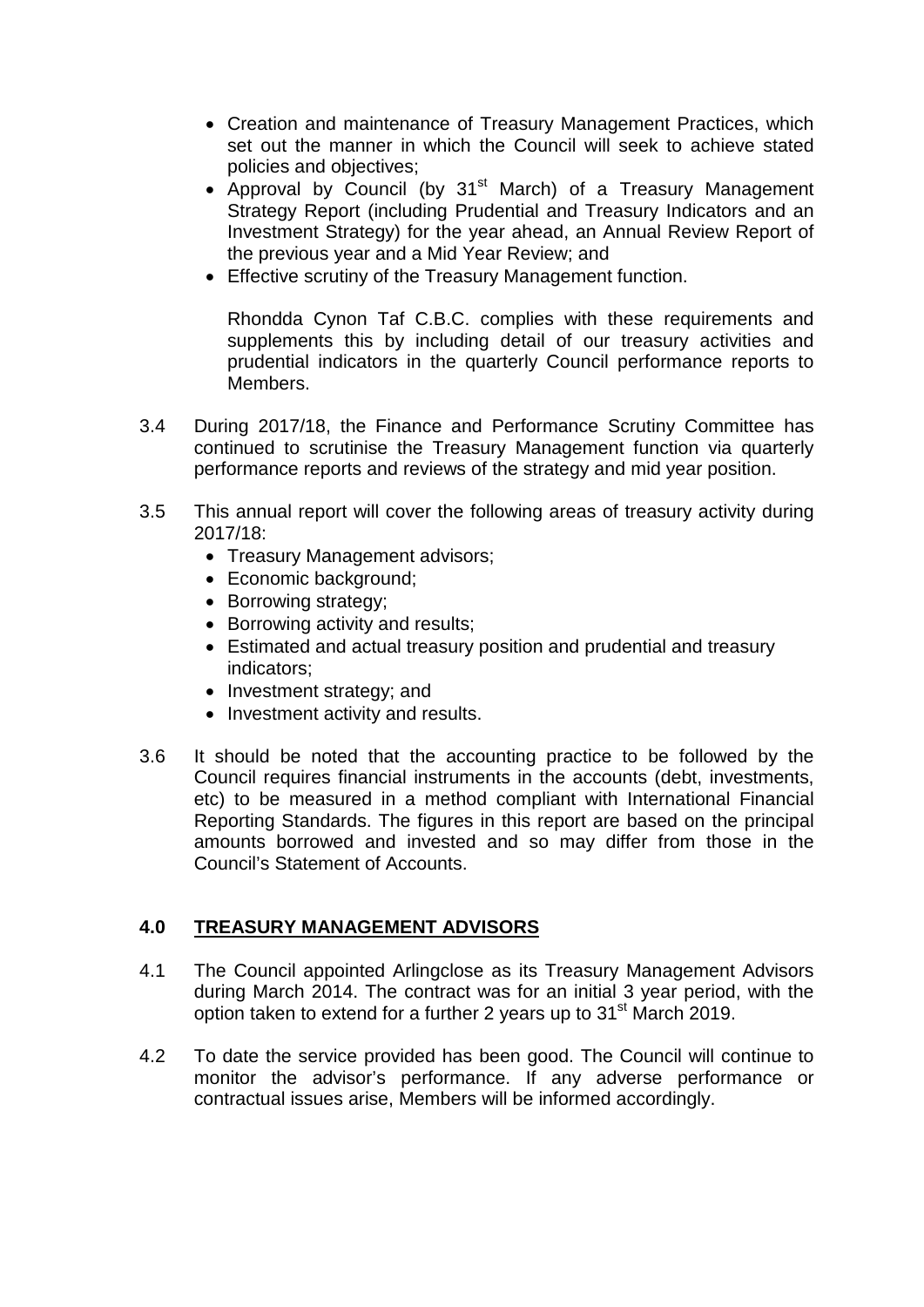- Creation and maintenance of Treasury Management Practices, which set out the manner in which the Council will seek to achieve stated policies and objectives;
- Approval by Council (by 31st March) of a Treasury Management Strategy Report (including Prudential and Treasury Indicators and an Investment Strategy) for the year ahead, an Annual Review Report of the previous year and a Mid Year Review; and
- Effective scrutiny of the Treasury Management function.

Rhondda Cynon Taf C.B.C. complies with these requirements and supplements this by including detail of our treasury activities and prudential indicators in the quarterly Council performance reports to Members.

3.4 During 2017/18, the Finance and Performance Scrutiny Committee has continued to scrutinise the Treasury Management function via quarterly performance reports and reviews of the strategy and mid year position.

3.5 This annual report will cover the following areas of treasury activity during 2017/18:
- Treasury Management advisors;
- Economic background;
- Borrowing strategy;
- Borrowing activity and results;
- Estimated and actual treasury position and prudential and treasury indicators;
- Investment strategy; and
- Investment activity and results.

3.6 It should be noted that the accounting practice to be followed by the Council requires financial instruments in the accounts (debt, investments, etc) to be measured in a method compliant with International Financial Reporting Standards. The figures in this report are based on the principal amounts borrowed and invested and so may differ from those in the Council's Statement of Accounts.

## 4.0 TREASURY MANAGEMENT ADVISORS

4.1 The Council appointed Arlingclose as its Treasury Management Advisors during March 2014. The contract was for an initial 3 year period, with the option taken to extend for a further 2 years up to 31st March 2019.

4.2 To date the service provided has been good. The Council will continue to monitor the advisor's performance. If any adverse performance or contractual issues arise, Members will be informed accordingly.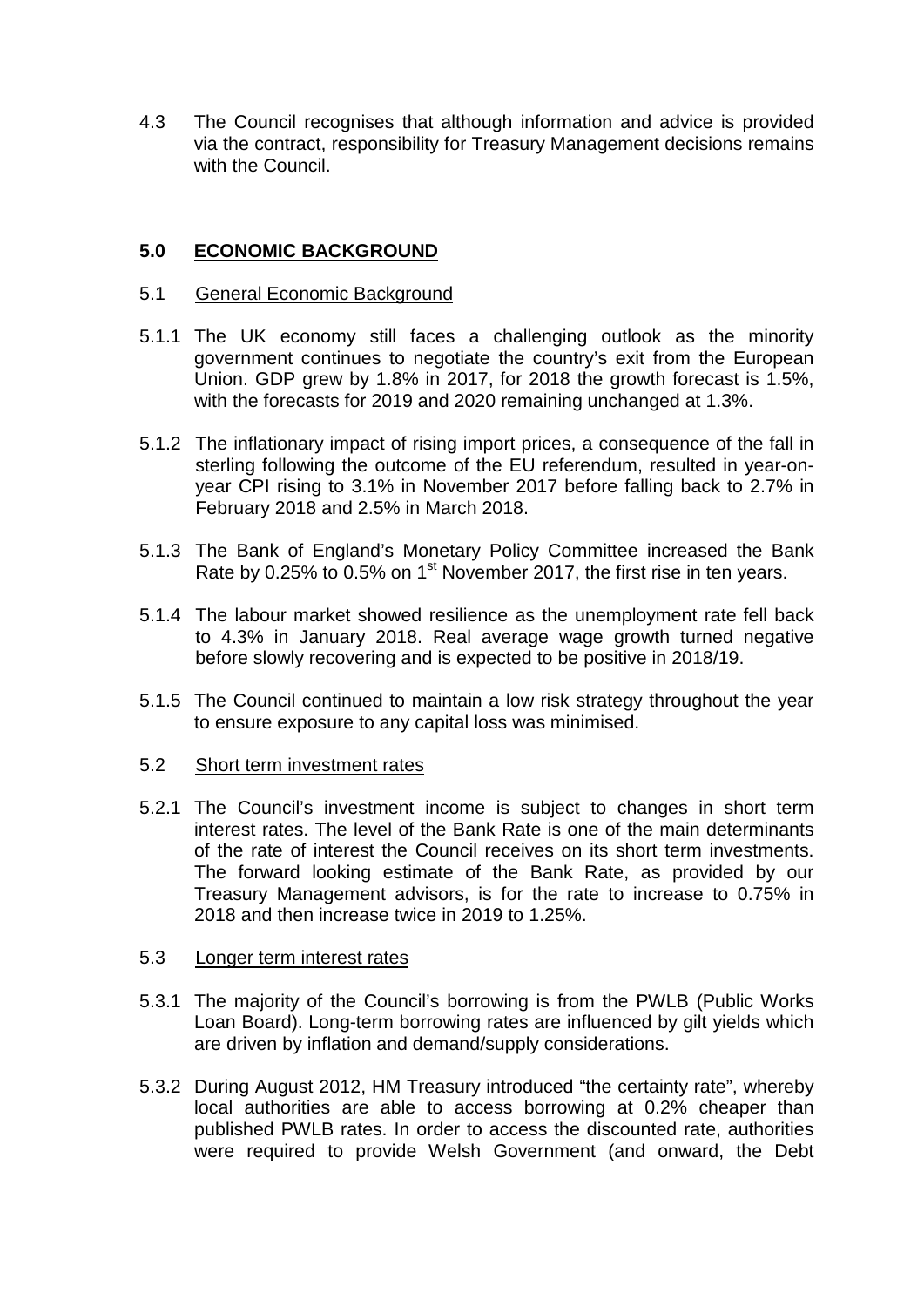4.3 The Council recognises that although information and advice is provided via the contract, responsibility for Treasury Management decisions remains with the Council.

## 5.0 ECONOMIC BACKGROUND

### 5.1 General Economic Background

5.1.1 The UK economy still faces a challenging outlook as the minority government continues to negotiate the country's exit from the European Union. GDP grew by 1.8% in 2017, for 2018 the growth forecast is 1.5%, with the forecasts for 2019 and 2020 remaining unchanged at 1.3%.

5.1.2 The inflationary impact of rising import prices, a consequence of the fall in sterling following the outcome of the EU referendum, resulted in year-on-year CPI rising to 3.1% in November 2017 before falling back to 2.7% in February 2018 and 2.5% in March 2018.

5.1.3 The Bank of England's Monetary Policy Committee increased the Bank Rate by 0.25% to 0.5% on 1st November 2017, the first rise in ten years.

5.1.4 The labour market showed resilience as the unemployment rate fell back to 4.3% in January 2018. Real average wage growth turned negative before slowly recovering and is expected to be positive in 2018/19.

5.1.5 The Council continued to maintain a low risk strategy throughout the year to ensure exposure to any capital loss was minimised.

### 5.2 Short term investment rates

5.2.1 The Council's investment income is subject to changes in short term interest rates. The level of the Bank Rate is one of the main determinants of the rate of interest the Council receives on its short term investments. The forward looking estimate of the Bank Rate, as provided by our Treasury Management advisors, is for the rate to increase to 0.75% in 2018 and then increase twice in 2019 to 1.25%.

### 5.3 Longer term interest rates

5.3.1 The majority of the Council's borrowing is from the PWLB (Public Works Loan Board). Long-term borrowing rates are influenced by gilt yields which are driven by inflation and demand/supply considerations.

5.3.2 During August 2012, HM Treasury introduced "the certainty rate", whereby local authorities are able to access borrowing at 0.2% cheaper than published PWLB rates. In order to access the discounted rate, authorities were required to provide Welsh Government (and onward, the Debt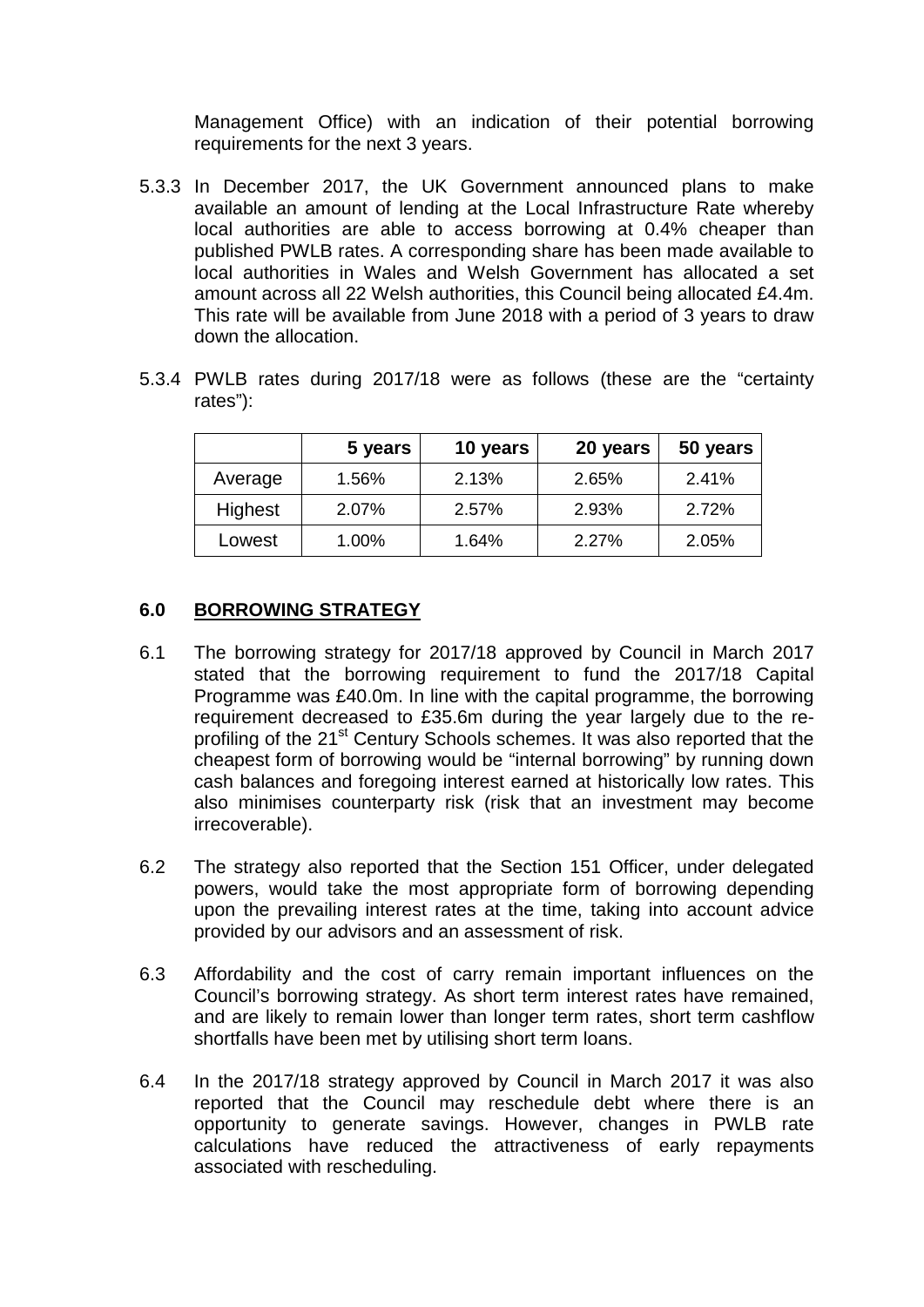Management Office) with an indication of their potential borrowing requirements for the next 3 years.

5.3.3 In December 2017, the UK Government announced plans to make available an amount of lending at the Local Infrastructure Rate whereby local authorities are able to access borrowing at 0.4% cheaper than published PWLB rates. A corresponding share has been made available to local authorities in Wales and Welsh Government has allocated a set amount across all 22 Welsh authorities, this Council being allocated £4.4m. This rate will be available from June 2018 with a period of 3 years to draw down the allocation.

5.3.4 PWLB rates during 2017/18 were as follows (these are the "certainty rates"):

| | 5 years | 10 years | 20 years | 50 years |
|---|---|---|---|---|
| Average | 1.56% | 2.13% | 2.65% | 2.41% |
| Highest | 2.07% | 2.57% | 2.93% | 2.72% |
| Lowest | 1.00% | 1.64% | 2.27% | 2.05% |

## 6.0 BORROWING STRATEGY

6.1 The borrowing strategy for 2017/18 approved by Council in March 2017 stated that the borrowing requirement to fund the 2017/18 Capital Programme was £40.0m. In line with the capital programme, the borrowing requirement decreased to £35.6m during the year largely due to the re-profiling of the 21st Century Schools schemes. It was also reported that the cheapest form of borrowing would be "internal borrowing" by running down cash balances and foregoing interest earned at historically low rates. This also minimises counterparty risk (risk that an investment may become irrecoverable).

6.2 The strategy also reported that the Section 151 Officer, under delegated powers, would take the most appropriate form of borrowing depending upon the prevailing interest rates at the time, taking into account advice provided by our advisors and an assessment of risk.

6.3 Affordability and the cost of carry remain important influences on the Council's borrowing strategy. As short term interest rates have remained, and are likely to remain lower than longer term rates, short term cashflow shortfalls have been met by utilising short term loans.

6.4 In the 2017/18 strategy approved by Council in March 2017 it was also reported that the Council may reschedule debt where there is an opportunity to generate savings. However, changes in PWLB rate calculations have reduced the attractiveness of early repayments associated with rescheduling.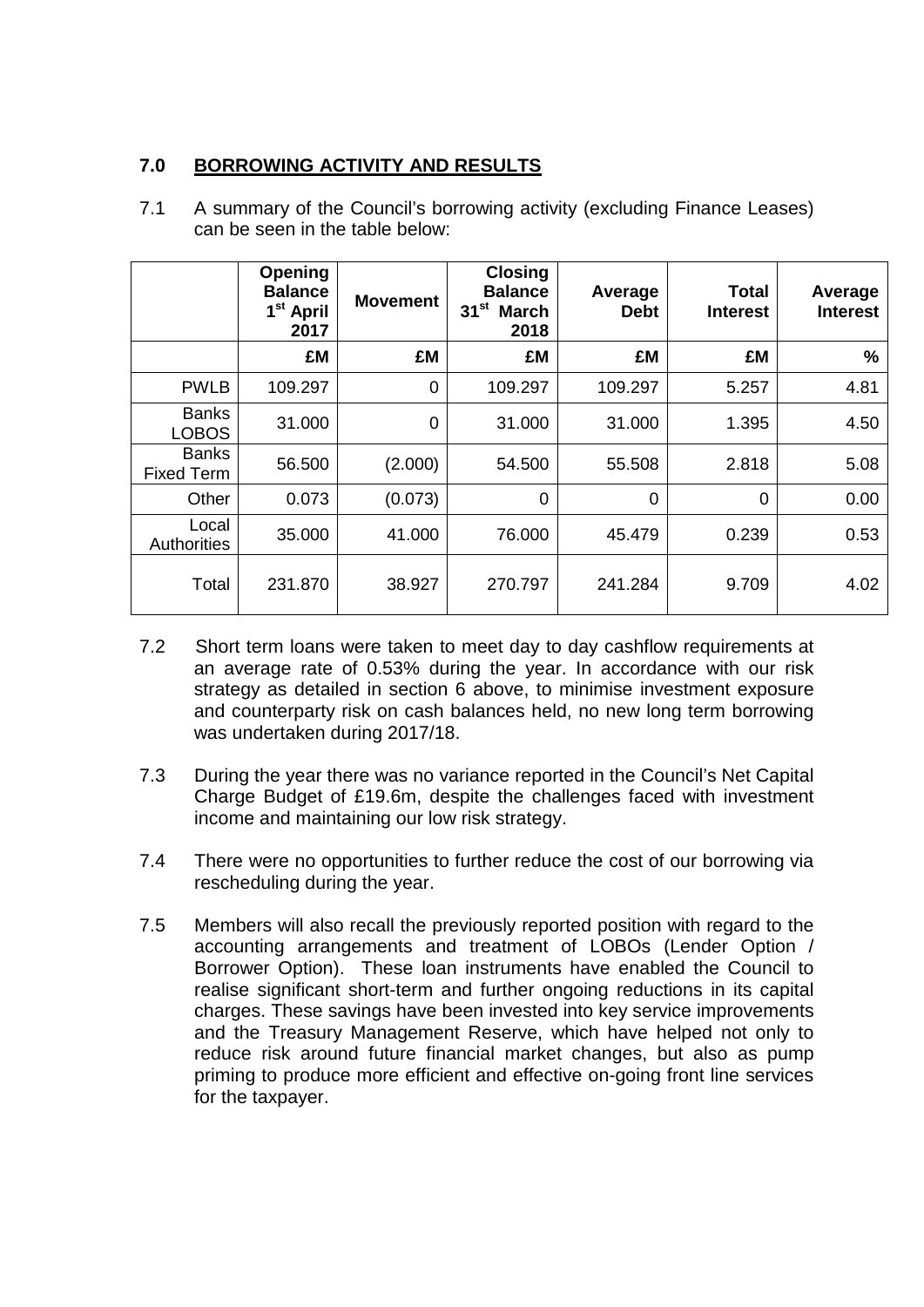## 7.0 BORROWING ACTIVITY AND RESULTS

7.1 A summary of the Council's borrowing activity (excluding Finance Leases) can be seen in the table below:

| | Opening Balance 1st April 2017 | Movement | Closing Balance 31st March 2018 | Average Debt | Total Interest | Average Interest |
|---|---|---|---|---|---|---|
| | £M | £M | £M | £M | £M | % |
| PWLB | 109.297 | 0 | 109.297 | 109.297 | 5.257 | 4.81 |
| Banks LOBOS | 31.000 | 0 | 31.000 | 31.000 | 1.395 | 4.50 |
| Banks Fixed Term | 56.500 | (2.000) | 54.500 | 55.508 | 2.818 | 5.08 |
| Other | 0.073 | (0.073) | 0 | 0 | 0 | 0.00 |
| Local Authorities | 35.000 | 41.000 | 76.000 | 45.479 | 0.239 | 0.53 |
| Total | 231.870 | 38.927 | 270.797 | 241.284 | 9.709 | 4.02 |

7.2 Short term loans were taken to meet day to day cashflow requirements at an average rate of 0.53% during the year. In accordance with our risk strategy as detailed in section 6 above, to minimise investment exposure and counterparty risk on cash balances held, no new long term borrowing was undertaken during 2017/18.

7.3 During the year there was no variance reported in the Council's Net Capital Charge Budget of £19.6m, despite the challenges faced with investment income and maintaining our low risk strategy.

7.4 There were no opportunities to further reduce the cost of our borrowing via rescheduling during the year.

7.5 Members will also recall the previously reported position with regard to the accounting arrangements and treatment of LOBOs (Lender Option / Borrower Option). These loan instruments have enabled the Council to realise significant short-term and further ongoing reductions in its capital charges. These savings have been invested into key service improvements and the Treasury Management Reserve, which have helped not only to reduce risk around future financial market changes, but also as pump priming to produce more efficient and effective on-going front line services for the taxpayer.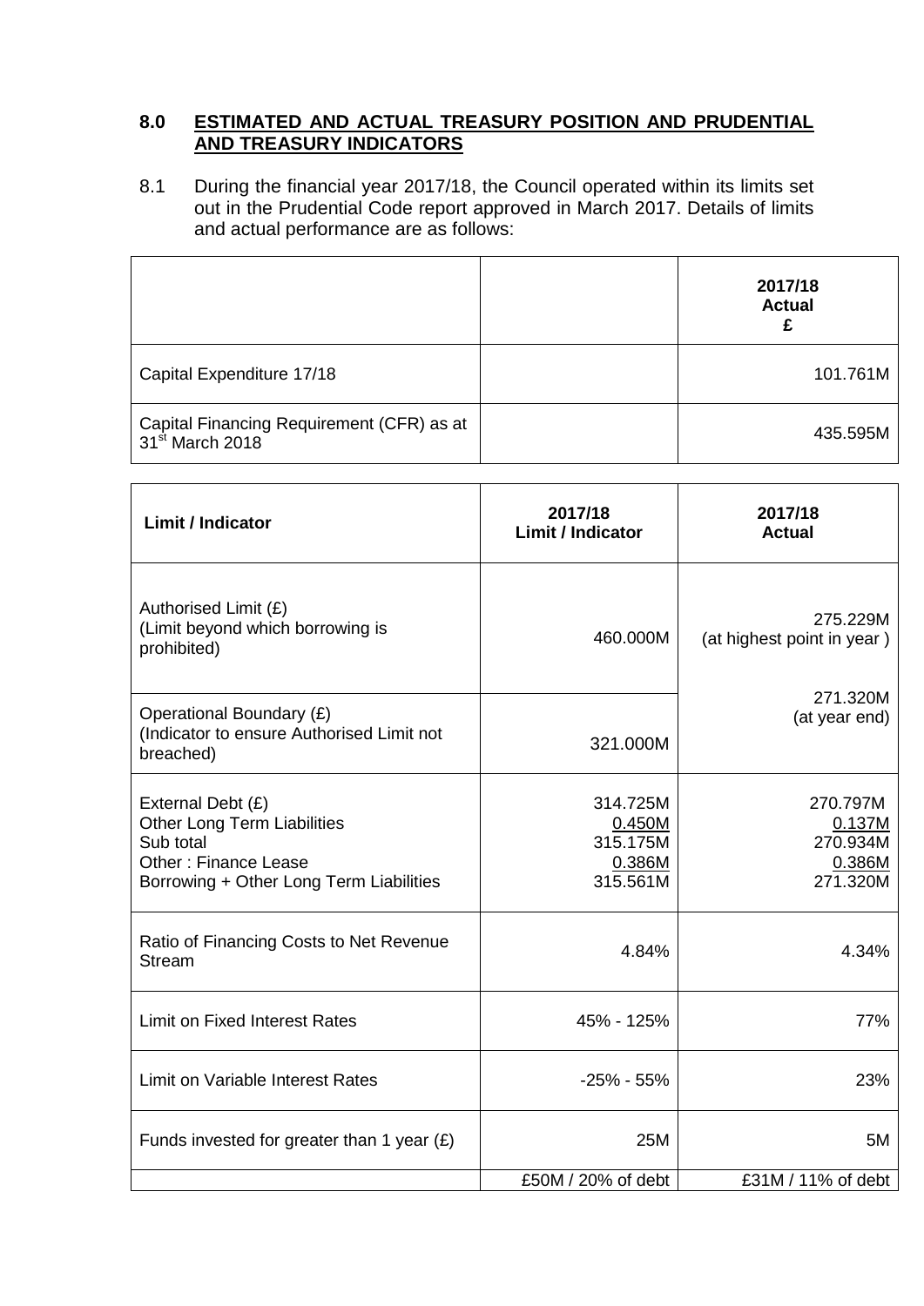## 8.0 ESTIMATED AND ACTUAL TREASURY POSITION AND PRUDENTIAL AND TREASURY INDICATORS

8.1 During the financial year 2017/18, the Council operated within its limits set out in the Prudential Code report approved in March 2017. Details of limits and actual performance are as follows:

| | | 2017/18 Actual £ |
|---|---|---|
| Capital Expenditure 17/18 | | 101.761M |
| Capital Financing Requirement (CFR) as at 31st March 2018 | | 435.595M |

| Limit / Indicator | 2017/18 Limit / Indicator | 2017/18 Actual |
|---|---|---|
| Authorised Limit (£)<br>(Limit beyond which borrowing is prohibited) | 460.000M | 275.229M<br>(at highest point in year ) |
| Operational Boundary (£)<br>(Indicator to ensure Authorised Limit not breached) | 321.000M | 271.320M<br>(at year end) |
| External Debt (£)<br>Other Long Term Liabilities<br>Sub total<br>Other : Finance Lease<br>Borrowing + Other Long Term Liabilities | 314.725M<br>0.450M<br>315.175M<br>0.386M<br>315.561M | 270.797M<br>0.137M<br>270.934M<br>0.386M<br>271.320M |
| Ratio of Financing Costs to Net Revenue Stream | 4.84% | 4.34% |
| Limit on Fixed Interest Rates | 45% - 125% | 77% |
| Limit on Variable Interest Rates | -25% - 55% | 23% |
| Funds invested for greater than 1 year (£) | 25M | 5M |
| | £50M / 20% of debt | £31M / 11% of debt |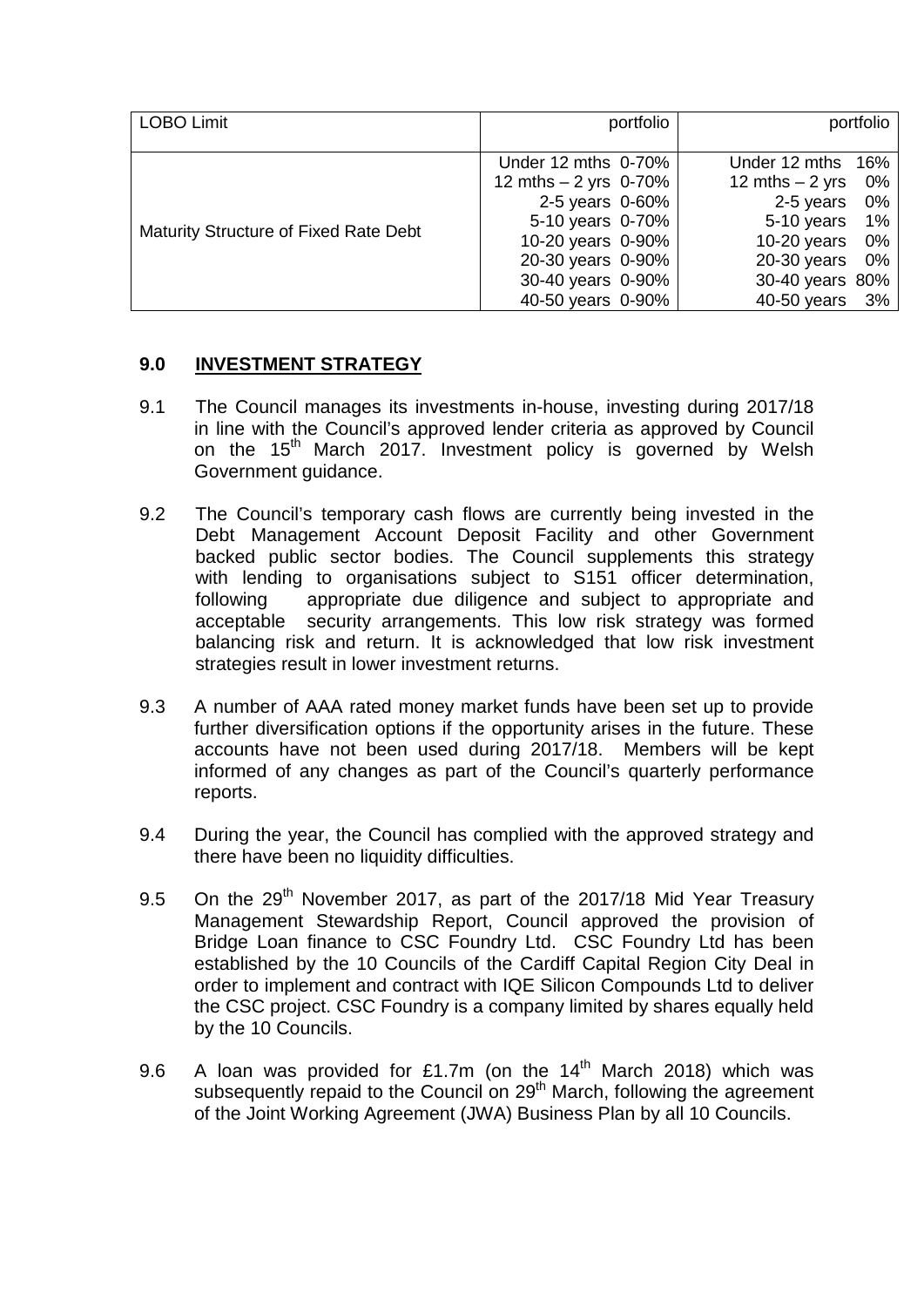| LOBO Limit | portfolio | portfolio |
|---|---|---|
| Maturity Structure of Fixed Rate Debt | Under 12 mths 0-70%<br>12 mths – 2 yrs 0-70%<br>2-5 years 0-60%<br>5-10 years 0-70%<br>10-20 years 0-90%<br>20-30 years 0-90%<br>30-40 years 0-90%<br>40-50 years 0-90% | Under 12 mths 16%<br>12 mths – 2 yrs 0%<br>2-5 years 0%<br>5-10 years 1%<br>10-20 years 0%<br>20-30 years 0%<br>30-40 years 80%<br>40-50 years 3% |

## 9.0 INVESTMENT STRATEGY

9.1 The Council manages its investments in-house, investing during 2017/18 in line with the Council's approved lender criteria as approved by Council on the 15th March 2017. Investment policy is governed by Welsh Government guidance.

9.2 The Council's temporary cash flows are currently being invested in the Debt Management Account Deposit Facility and other Government backed public sector bodies. The Council supplements this strategy with lending to organisations subject to S151 officer determination, following appropriate due diligence and subject to appropriate and acceptable security arrangements. This low risk strategy was formed balancing risk and return. It is acknowledged that low risk investment strategies result in lower investment returns.

9.3 A number of AAA rated money market funds have been set up to provide further diversification options if the opportunity arises in the future. These accounts have not been used during 2017/18. Members will be kept informed of any changes as part of the Council's quarterly performance reports.

9.4 During the year, the Council has complied with the approved strategy and there have been no liquidity difficulties.

9.5 On the 29th November 2017, as part of the 2017/18 Mid Year Treasury Management Stewardship Report, Council approved the provision of Bridge Loan finance to CSC Foundry Ltd. CSC Foundry Ltd has been established by the 10 Councils of the Cardiff Capital Region City Deal in order to implement and contract with IQE Silicon Compounds Ltd to deliver the CSC project. CSC Foundry is a company limited by shares equally held by the 10 Councils.

9.6 A loan was provided for £1.7m (on the 14th March 2018) which was subsequently repaid to the Council on 29th March, following the agreement of the Joint Working Agreement (JWA) Business Plan by all 10 Councils.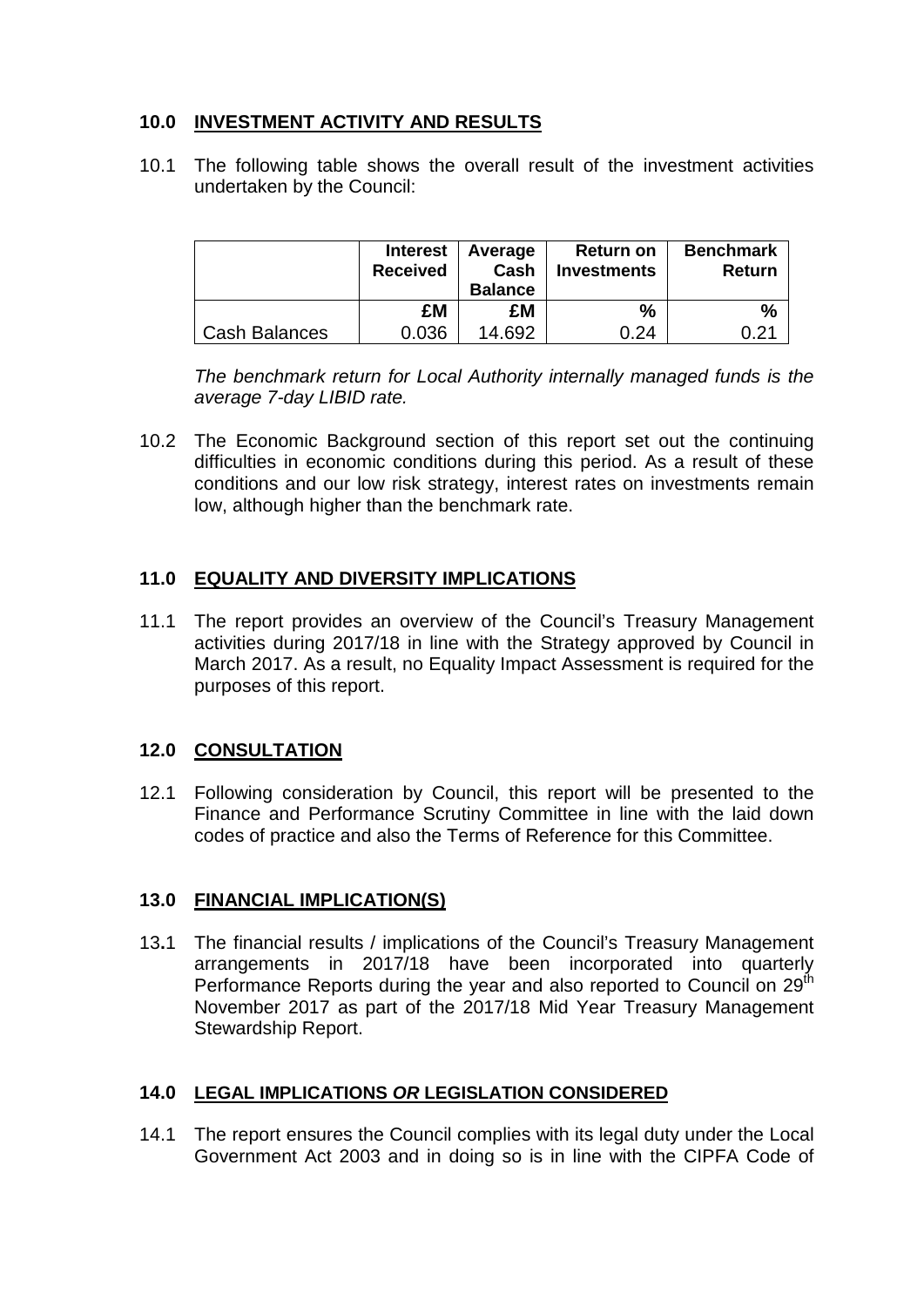## 10.0 INVESTMENT ACTIVITY AND RESULTS

10.1 The following table shows the overall result of the investment activities undertaken by the Council:

| | Interest Received | Average Cash Balance | Return on Investments | Benchmark Return |
|---|---|---|---|---|
| | £M | £M | % | % |
| Cash Balances | 0.036 | 14.692 | 0.24 | 0.21 |

*The benchmark return for Local Authority internally managed funds is the average 7-day LIBID rate.*

10.2 The Economic Background section of this report set out the continuing difficulties in economic conditions during this period. As a result of these conditions and our low risk strategy, interest rates on investments remain low, although higher than the benchmark rate.

## 11.0 EQUALITY AND DIVERSITY IMPLICATIONS

11.1 The report provides an overview of the Council's Treasury Management activities during 2017/18 in line with the Strategy approved by Council in March 2017. As a result, no Equality Impact Assessment is required for the purposes of this report.

## 12.0 CONSULTATION

12.1 Following consideration by Council, this report will be presented to the Finance and Performance Scrutiny Committee in line with the laid down codes of practice and also the Terms of Reference for this Committee.

## 13.0 FINANCIAL IMPLICATION(S)

13.1 The financial results / implications of the Council's Treasury Management arrangements in 2017/18 have been incorporated into quarterly Performance Reports during the year and also reported to Council on 29th November 2017 as part of the 2017/18 Mid Year Treasury Management Stewardship Report.

## 14.0 LEGAL IMPLICATIONS *OR* LEGISLATION CONSIDERED

14.1 The report ensures the Council complies with its legal duty under the Local Government Act 2003 and in doing so is in line with the CIPFA Code of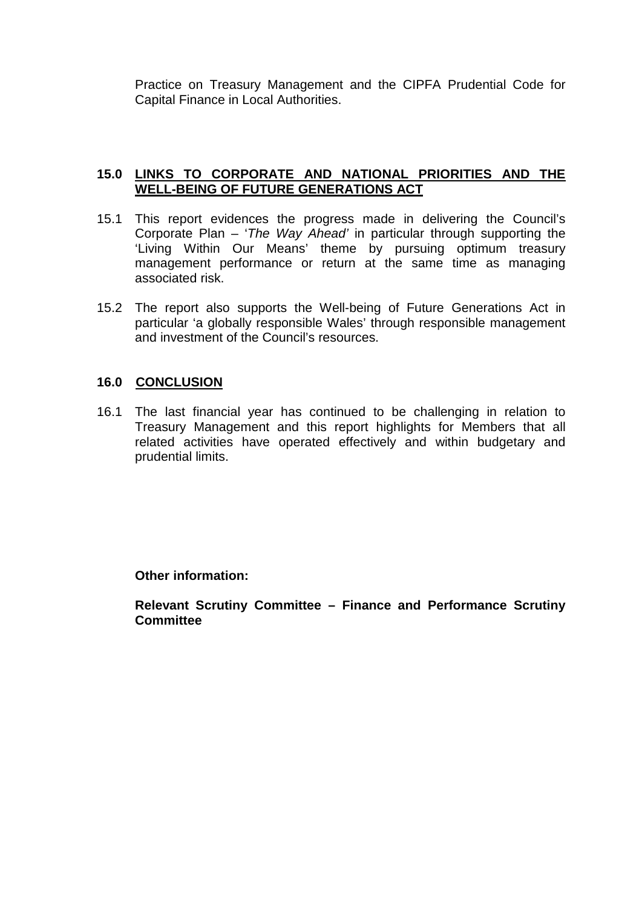Practice on Treasury Management and the CIPFA Prudential Code for Capital Finance in Local Authorities.

## 15.0 LINKS TO CORPORATE AND NATIONAL PRIORITIES AND THE WELL-BEING OF FUTURE GENERATIONS ACT

15.1 This report evidences the progress made in delivering the Council's Corporate Plan – '*The Way Ahead*' in particular through supporting the 'Living Within Our Means' theme by pursuing optimum treasury management performance or return at the same time as managing associated risk.

15.2 The report also supports the Well-being of Future Generations Act in particular 'a globally responsible Wales' through responsible management and investment of the Council's resources.

## 16.0 CONCLUSION

16.1 The last financial year has continued to be challenging in relation to Treasury Management and this report highlights for Members that all related activities have operated effectively and within budgetary and prudential limits.

**Other information:**

**Relevant Scrutiny Committee – Finance and Performance Scrutiny Committee**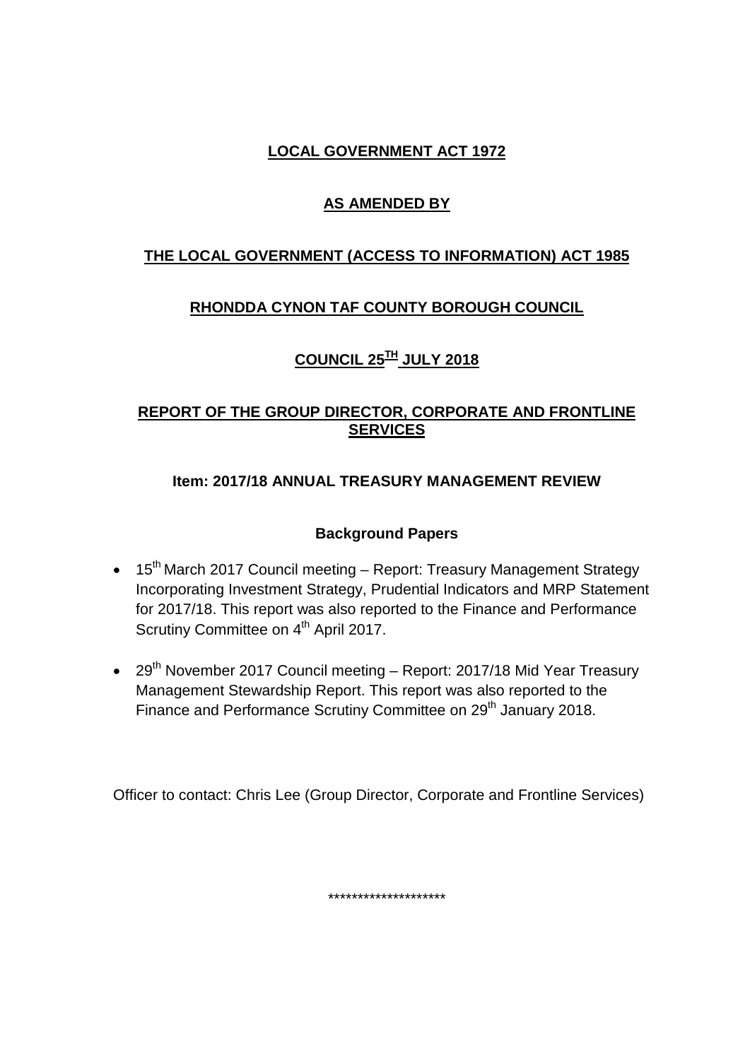**LOCAL GOVERNMENT ACT 1972**

**AS AMENDED BY**

**THE LOCAL GOVERNMENT (ACCESS TO INFORMATION) ACT 1985**

**RHONDDA CYNON TAF COUNTY BOROUGH COUNCIL**

**COUNCIL 25TH JULY 2018**

**REPORT OF THE GROUP DIRECTOR, CORPORATE AND FRONTLINE SERVICES**

**Item: 2017/18 ANNUAL TREASURY MANAGEMENT REVIEW**

**Background Papers**

- 15th March 2017 Council meeting – Report: Treasury Management Strategy Incorporating Investment Strategy, Prudential Indicators and MRP Statement for 2017/18. This report was also reported to the Finance and Performance Scrutiny Committee on 4th April 2017.
- 29th November 2017 Council meeting – Report: 2017/18 Mid Year Treasury Management Stewardship Report. This report was also reported to the Finance and Performance Scrutiny Committee on 29th January 2018.

Officer to contact: Chris Lee (Group Director, Corporate and Frontline Services)

********************